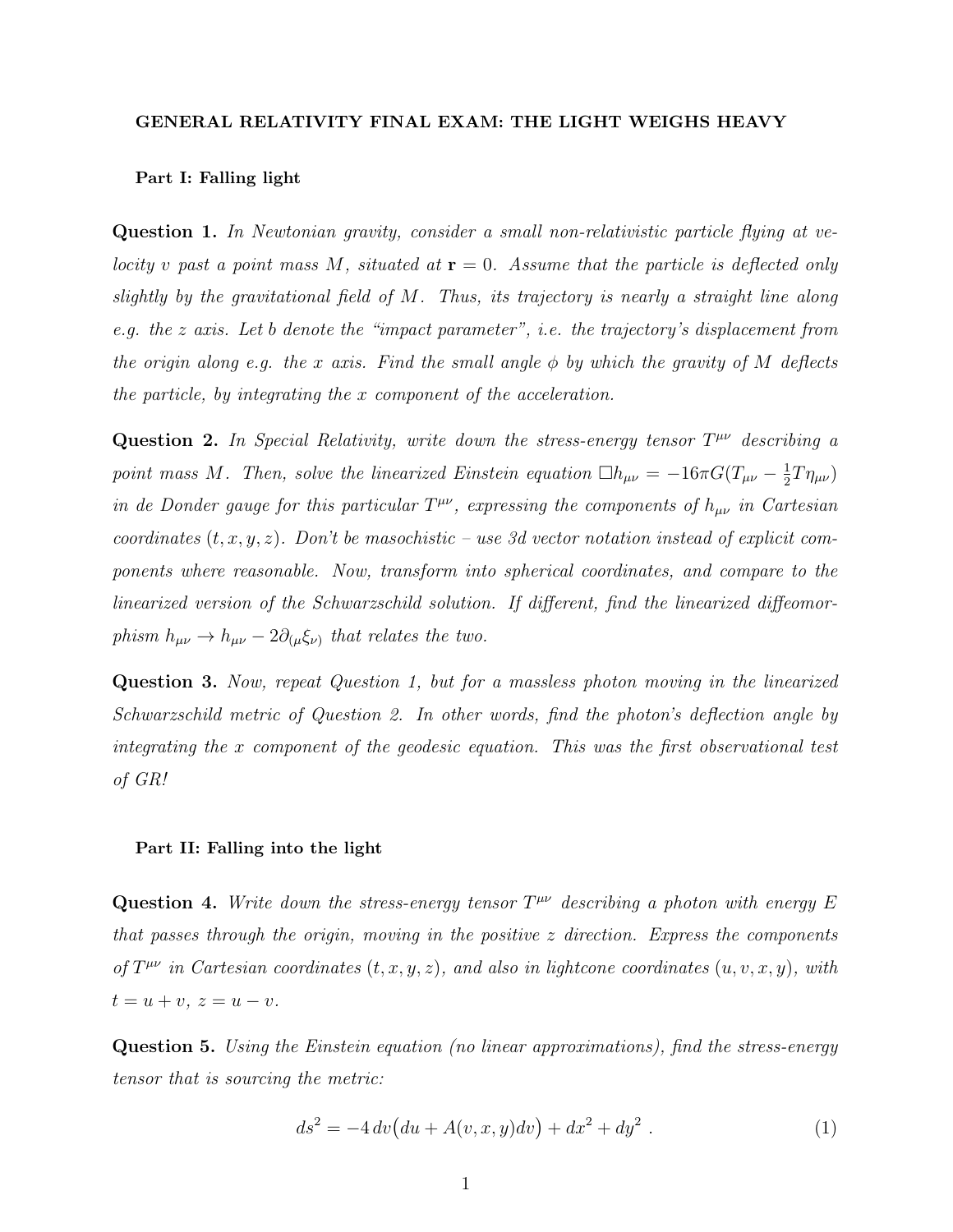# GENERAL RELATIVITY FINAL EXAM: THE LIGHT WEIGHS HEAVY

## Part I: Falling light

**Question 1.** *In Newtonian gravity, consider a small non-relativistic particle flying at velocity $v$ past a point mass $M$, situated at $\mathbf{r} = 0$. Assume that the particle is deflected only slightly by the gravitational field of $M$. Thus, its trajectory is nearly a straight line along e.g. the $z$ axis. Let $b$ denote the "impact parameter", i.e. the trajectory's displacement from the origin along e.g. the $x$ axis. Find the small angle $\phi$ by which the gravity of $M$ deflects the particle, by integrating the $x$ component of the acceleration.*

**Question 2.** *In Special Relativity, write down the stress-energy tensor $T^{\mu\nu}$ describing a point mass $M$. Then, solve the linearized Einstein equation $\Box h_{\mu\nu} = -16\pi G(T_{\mu\nu} - \frac{1}{2}T\eta_{\mu\nu})$ in de Donder gauge for this particular $T^{\mu\nu}$, expressing the components of $h_{\mu\nu}$ in Cartesian coordinates $(t, x, y, z)$. Don't be masochistic – use 3d vector notation instead of explicit components where reasonable. Now, transform into spherical coordinates, and compare to the linearized version of the Schwarzschild solution. If different, find the linearized diffeomorphism $h_{\mu\nu} \to h_{\mu\nu} - 2\partial_{(\mu}\xi_{\nu)}$ that relates the two.*

**Question 3.** *Now, repeat Question 1, but for a massless photon moving in the linearized Schwarzschild metric of Question 2. In other words, find the photon's deflection angle by integrating the $x$ component of the geodesic equation. This was the first observational test of GR!*

## Part II: Falling into the light

**Question 4.** *Write down the stress-energy tensor $T^{\mu\nu}$ describing a photon with energy $E$ that passes through the origin, moving in the positive $z$ direction. Express the components of $T^{\mu\nu}$ in Cartesian coordinates $(t, x, y, z)$, and also in lightcone coordinates $(u, v, x, y)$, with $t = u + v$, $z = u - v$.*

**Question 5.** *Using the Einstein equation (no linear approximations), find the stress-energy tensor that is sourcing the metric:*

$$ds^2 = -4\,dv\big(du + A(v, x, y)dv\big) + dx^2 + dy^2 \ . \tag{1}$$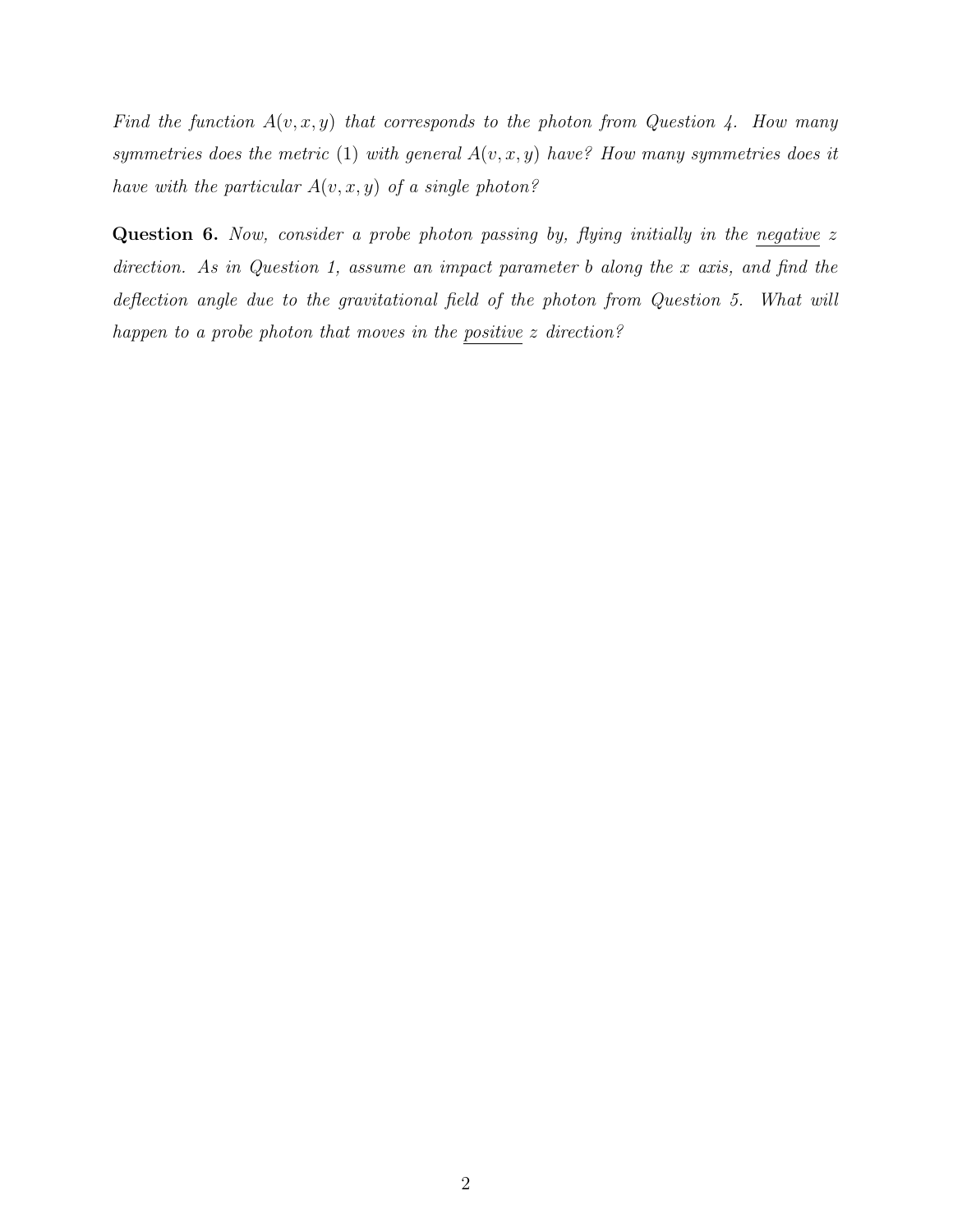*Find the function $A(v, x, y)$ that corresponds to the photon from Question 4. How many symmetries does the metric (1) with general $A(v, x, y)$ have? How many symmetries does it have with the particular $A(v, x, y)$ of a single photon?*

**Question 6.** *Now, consider a probe photon passing by, flying initially in the negative $z$ direction. As in Question 1, assume an impact parameter $b$ along the $x$ axis, and find the deflection angle due to the gravitational field of the photon from Question 5. What will happen to a probe photon that moves in the positive $z$ direction?*